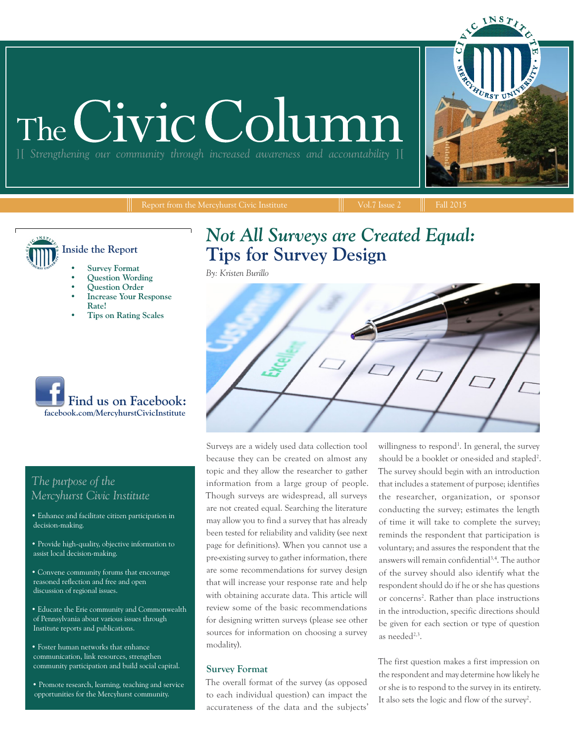# The Civic Column

][ *Strengthening our community through increased awareness and accountability* ][

Report from the Mercyhurst Civic Institute | Vol.7 Issue 2 | Fall 2015

**Inside the Report**

- Survey Format
- Question Wording
- Question Order
- Increase Your Response Rate!
- Tips on Rating Scales

**Find us on Facebook:**
**facebook.com/MercyhurstCivicInstitute**

### *The purpose of the Mercyhurst Civic Institute*

- Enhance and facilitate citizen participation in decision-making.
- Provide high-quality, objective information to assist local decision-making.
- Convene community forums that encourage reasoned reflection and free and open discussion of regional issues.
- Educate the Erie community and Commonwealth of Pennsylvania about various issues through Institute reports and publications.
- Foster human networks that enhance communication, link resources, strengthen community participation and build social capital.
- Promote research, learning, teaching and service opportunities for the Mercyhurst community.

# *Not All Surveys are Created Equal:* Tips for Survey Design

*By: Kristen Burillo*

Surveys are a widely used data collection tool because they can be created on almost any topic and they allow the researcher to gather information from a large group of people. Though surveys are widespread, all surveys are not created equal. Searching the literature may allow you to find a survey that has already been tested for reliability and validity (see next page for definitions). When you cannot use a pre-existing survey to gather information, there are some recommendations for survey design that will increase your response rate and help with obtaining accurate data. This article will review some of the basic recommendations for designing written surveys (please see other sources for information on choosing a survey modality).

## Survey Format

The overall format of the survey (as opposed to each individual question) can impact the accurateness of the data and the subjects' willingness to respond[1]. In general, the survey should be a booklet or one-sided and stapled[2]. The survey should begin with an introduction that includes a statement of purpose; identifies the researcher, organization, or sponsor conducting the survey; estimates the length of time it will take to complete the survey; reminds the respondent that participation is voluntary; and assures the respondent that the answers will remain confidential[3,4]. The author of the survey should also identify what the respondent should do if he or she has questions or concerns[2]. Rather than place instructions in the introduction, specific directions should be given for each section or type of question as needed[2,3].

The first question makes a first impression on the respondent and may determine how likely he or she is to respond to the survey in its entirety. It also sets the logic and flow of the survey[2].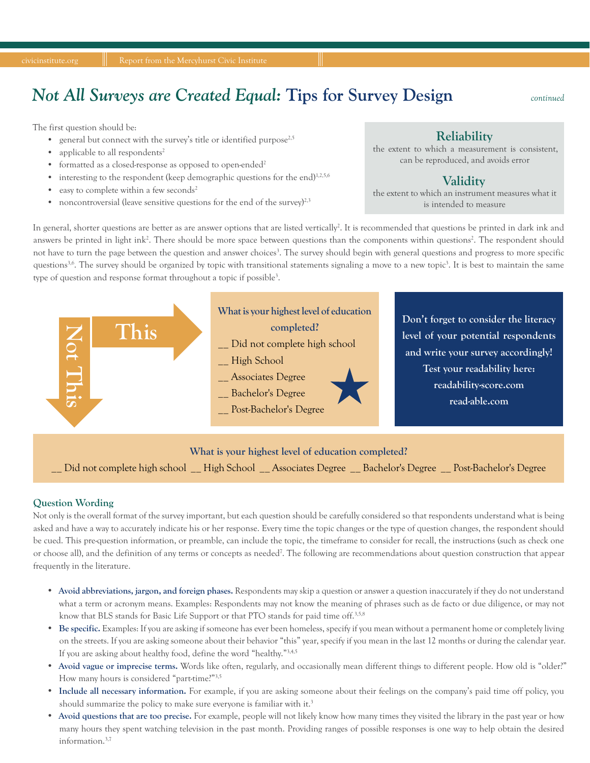## *Not All Surveys are Created Equal:* Tips for Survey Design

*continued*

The first question should be:

- general but connect with the survey's title or identified purpose[2,5]
- applicable to all respondents[2]
- formatted as a closed-response as opposed to open-ended[2]
- interesting to the respondent (keep demographic questions for the end)[1,2,5,6]
- easy to complete within a few seconds[2]
- noncontroversial (leave sensitive questions for the end of the survey)[2,3]

**Reliability**
the extent to which a measurement is consistent, can be reproduced, and avoids error

**Validity**
the extent to which an instrument measures what it is intended to measure

In general, shorter questions are better as are answer options that are listed vertically[2]. It is recommended that questions be printed in dark ink and answers be printed in light ink[2]. There should be more space between questions than the components within questions[2]. The respondent should not have to turn the page between the question and answer choices[3]. The survey should begin with general questions and progress to more specific questions[3,6]. The survey should be organized by topic with transitional statements signaling a move to a new topic[3]. It is best to maintain the same type of question and response format throughout a topic if possible[3].

**This**

**What is your highest level of education completed?**
__ Did not complete high school
__ High School
__ Associates Degree
__ Bachelor's Degree
__ Post-Bachelor's Degree

**Not This**

**What is your highest level of education completed?**
__ Did not complete high school __ High School __ Associates Degree __ Bachelor's Degree __ Post-Bachelor's Degree

**Don't forget to consider the literacy level of your potential respondents and write your survey accordingly! Test your readability here: readability-score.com read-able.com**

### Question Wording

Not only is the overall format of the survey important, but each question should be carefully considered so that respondents understand what is being asked and have a way to accurately indicate his or her response. Every time the topic changes or the type of question changes, the respondent should be cued. This pre-question information, or preamble, can include the topic, the timeframe to consider for recall, the instructions (such as check one or choose all), and the definition of any terms or concepts as needed[7]. The following are recommendations about question construction that appear frequently in the literature.

- **Avoid abbreviations, jargon, and foreign phases.** Respondents may skip a question or answer a question inaccurately if they do not understand what a term or acronym means. Examples: Respondents may not know the meaning of phrases such as de facto or due diligence, or may not know that BLS stands for Basic Life Support or that PTO stands for paid time off.[3,5,8]
- **Be specific.** Examples: If you are asking if someone has ever been homeless, specify if you mean without a permanent home or completely living on the streets. If you are asking someone about their behavior "this" year, specify if you mean in the last 12 months or during the calendar year. If you are asking about healthy food, define the word "healthy."[3,4,5]
- **Avoid vague or imprecise terms.** Words like often, regularly, and occasionally mean different things to different people. How old is "older?" How many hours is considered "part-time?"[3,5]
- **Include all necessary information.** For example, if you are asking someone about their feelings on the company's paid time off policy, you should summarize the policy to make sure everyone is familiar with it.[3]
- **Avoid questions that are too precise.** For example, people will not likely know how many times they visited the library in the past year or how many hours they spent watching television in the past month. Providing ranges of possible responses is one way to help obtain the desired information.[3,7]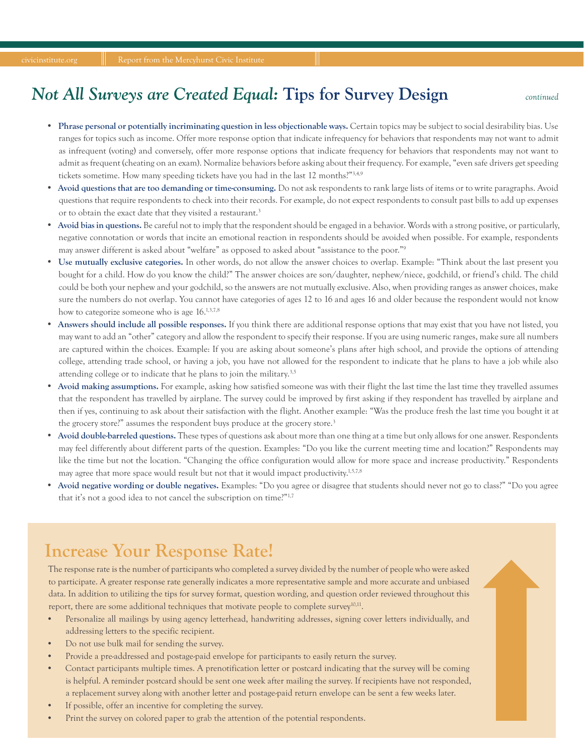## *Not All Surveys are Created Equal:* Tips for Survey Design

*continued*

- **Phrase personal or potentially incriminating question in less objectionable ways.** Certain topics may be subject to social desirability bias. Use ranges for topics such as income. Offer more response option that indicate infrequency for behaviors that respondents may not want to admit as infrequent (voting) and conversely, offer more response options that indicate frequency for behaviors that respondents may not want to admit as frequent (cheating on an exam). Normalize behaviors before asking about their frequency. For example, "even safe drivers get speeding tickets sometime. How many speeding tickets have you had in the last 12 months?"[3,4,9]
- **Avoid questions that are too demanding or time-consuming.** Do not ask respondents to rank large lists of items or to write paragraphs. Avoid questions that require respondents to check into their records. For example, do not expect respondents to consult past bills to add up expenses or to obtain the exact date that they visited a restaurant.[3]
- **Avoid bias in questions.** Be careful not to imply that the respondent should be engaged in a behavior. Words with a strong positive, or particularly, negative connotation or words that incite an emotional reaction in respondents should be avoided when possible. For example, respondents may answer different is asked about "welfare" as opposed to asked about "assistance to the poor."[9]
- **Use mutually exclusive categories.** In other words, do not allow the answer choices to overlap. Example: "Think about the last present you bought for a child. How do you know the child?" The answer choices are son/daughter, nephew/niece, godchild, or friend's child. The child could be both your nephew and your godchild, so the answers are not mutually exclusive. Also, when providing ranges as answer choices, make sure the numbers do not overlap. You cannot have categories of ages 12 to 16 and ages 16 and older because the respondent would not know how to categorize someone who is age 16.[1,3,7,8]
- **Answers should include all possible responses.** If you think there are additional response options that may exist that you have not listed, you may want to add an "other" category and allow the respondent to specify their response. If you are using numeric ranges, make sure all numbers are captured within the choices. Example: If you are asking about someone's plans after high school, and provide the options of attending college, attending trade school, or having a job, you have not allowed for the respondent to indicate that he plans to have a job while also attending college or to indicate that he plans to join the military.[3,5]
- **Avoid making assumptions.** For example, asking how satisfied someone was with their flight the last time the last time they travelled assumes that the respondent has travelled by airplane. The survey could be improved by first asking if they respondent has travelled by airplane and then if yes, continuing to ask about their satisfaction with the flight. Another example: "Was the produce fresh the last time you bought it at the grocery store?" assumes the respondent buys produce at the grocery store.[3]
- **Avoid double-barreled questions.** These types of questions ask about more than one thing at a time but only allows for one answer. Respondents may feel differently about different parts of the question. Examples: "Do you like the current meeting time and location?" Respondents may like the time but not the location. "Changing the office configuration would allow for more space and increase productivity." Respondents may agree that more space would result but not that it would impact productivity.[1,5,7,8]
- **Avoid negative wording or double negatives.** Examples: "Do you agree or disagree that students should never not go to class?" "Do you agree that it's not a good idea to not cancel the subscription on time?"[1,7]

## Increase Your Response Rate!

The response rate is the number of participants who completed a survey divided by the number of people who were asked to participate. A greater response rate generally indicates a more representative sample and more accurate and unbiased data. In addition to utilizing the tips for survey format, question wording, and question order reviewed throughout this report, there are some additional techniques that motivate people to complete survey[10,11].

- Personalize all mailings by using agency letterhead, handwriting addresses, signing cover letters individually, and addressing letters to the specific recipient.
- Do not use bulk mail for sending the survey.
- Provide a pre-addressed and postage-paid envelope for participants to easily return the survey.
- Contact participants multiple times. A prenotification letter or postcard indicating that the survey will be coming is helpful. A reminder postcard should be sent one week after mailing the survey. If recipients have not responded, a replacement survey along with another letter and postage-paid return envelope can be sent a few weeks later.
- If possible, offer an incentive for completing the survey.
- Print the survey on colored paper to grab the attention of the potential respondents.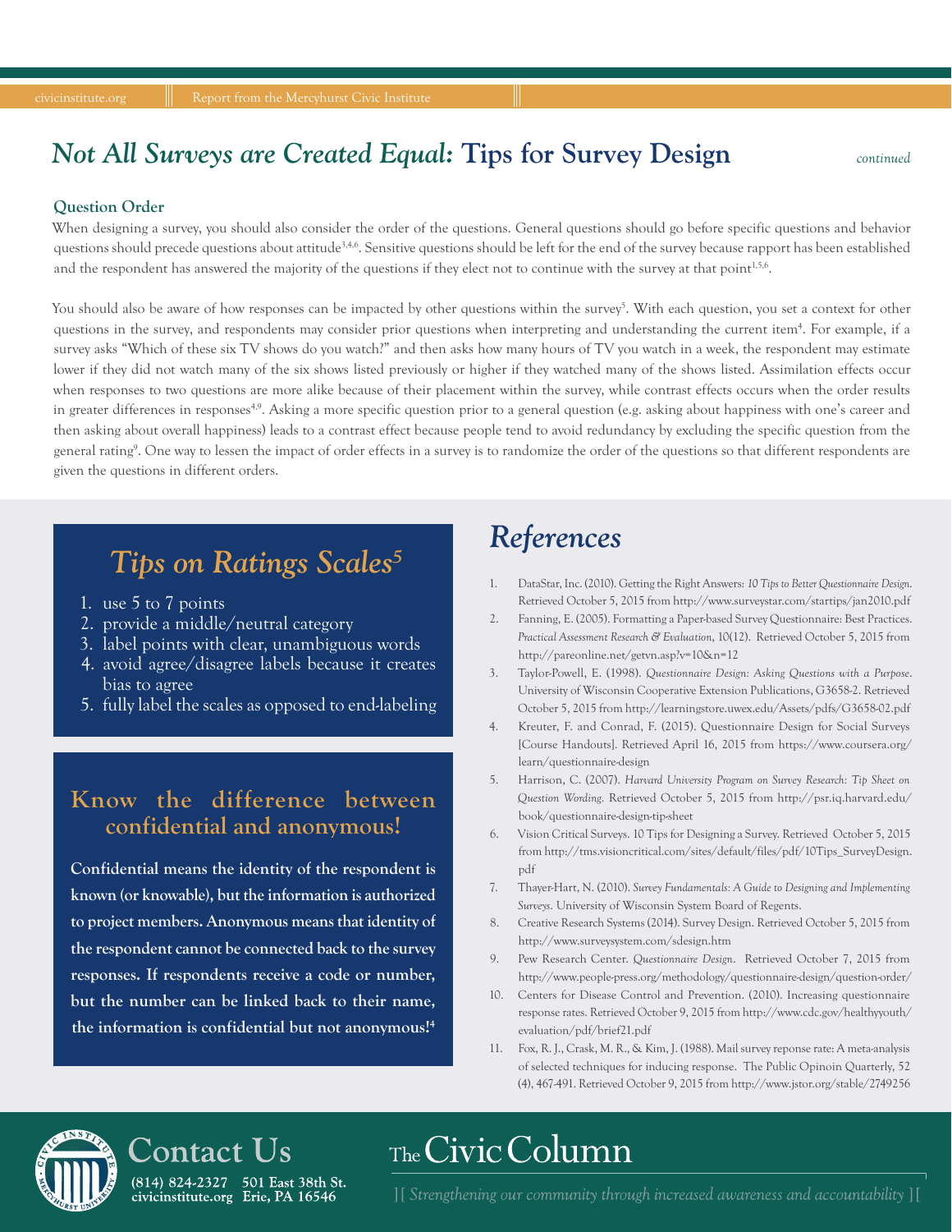# *Not All Surveys are Created Equal:* Tips for Survey Design

*continued*

### Question Order

When designing a survey, you should also consider the order of the questions. General questions should go before specific questions and behavior questions should precede questions about attitude[3,4,6]. Sensitive questions should be left for the end of the survey because rapport has been established and the respondent has answered the majority of the questions if they elect not to continue with the survey at that point[1,5,6].

You should also be aware of how responses can be impacted by other questions within the survey[5]. With each question, you set a context for other questions in the survey, and respondents may consider prior questions when interpreting and understanding the current item[4]. For example, if a survey asks "Which of these six TV shows do you watch?" and then asks how many hours of TV you watch in a week, the respondent may estimate lower if they did not watch many of the six shows listed previously or higher if they watched many of the shows listed. Assimilation effects occur when responses to two questions are more alike because of their placement within the survey, while contrast effects occurs when the order results in greater differences in responses[4,9]. Asking a more specific question prior to a general question (e.g. asking about happiness with one's career and then asking about overall happiness) leads to a contrast effect because people tend to avoid redundancy by excluding the specific question from the general rating[9]. One way to lessen the impact of order effects in a survey is to randomize the order of the questions so that different respondents are given the questions in different orders.

## *Tips on Ratings Scales*[5]

1. use 5 to 7 points
2. provide a middle/neutral category
3. label points with clear, unambiguous words
4. avoid agree/disagree labels because it creates bias to agree
5. fully label the scales as opposed to end-labeling

## Know the difference between confidential and anonymous!

**Confidential means the identity of the respondent is known (or knowable), but the information is authorized to project members. Anonymous means that identity of the respondent cannot be connected back to the survey responses. If respondents receive a code or number, but the number can be linked back to their name, the information is confidential but not anonymous!**[4]

## *References*

1. DataStar, Inc. (2010). Getting the Right Answers: *10 Tips to Better Questionnaire Design*. Retrieved October 5, 2015 from http://www.surveystar.com/startips/jan2010.pdf
2. Fanning, E. (2005). Formatting a Paper-based Survey Questionnaire: Best Practices. *Practical Assessment Research & Evaluation*, 10(12). Retrieved October 5, 2015 from http://pareonline.net/getvn.asp?v=10&n=12
3. Taylor-Powell, E. (1998). *Questionnaire Design: Asking Questions with a Purpose*. University of Wisconsin Cooperative Extension Publications, G3658-2. Retrieved October 5, 2015 from http://learningstore.uwex.edu/Assets/pdfs/G3658-02.pdf
4. Kreuter, F. and Conrad, F. (2015). Questionnaire Design for Social Surveys [Course Handouts]. Retrieved April 16, 2015 from https://www.coursera.org/learn/questionnaire-design
5. Harrison, C. (2007). *Harvard University Program on Survey Research: Tip Sheet on Question Wording*. Retrieved October 5, 2015 from http://psr.iq.harvard.edu/book/questionnaire-design-tip-sheet
6. Vision Critical Surveys. 10 Tips for Designing a Survey. Retrieved October 5, 2015 from http://tms.visioncritical.com/sites/default/files/pdf/10Tips_SurveyDesign.pdf
7. Thayer-Hart, N. (2010). *Survey Fundamentals: A Guide to Designing and Implementing Surveys*. University of Wisconsin System Board of Regents.
8. Creative Research Systems (2014). Survey Design. Retrieved October 5, 2015 from http://www.surveysystem.com/sdesign.htm
9. Pew Research Center. *Questionnaire Design*. Retrieved October 7, 2015 from http://www.people-press.org/methodology/questionnaire-design/question-order/
10. Centers for Disease Control and Prevention. (2010). Increasing questionnaire response rates. Retrieved October 9, 2015 from http://www.cdc.gov/healthyyouth/evaluation/pdf/brief21.pdf
11. Fox, R. J., Crask, M. R., & Kim, J. (1988). Mail survey reponse rate: A meta-analysis of selected techniques for inducing response. The Public Opinoin Quarterly, 52 (4), 467-491. Retrieved October 9, 2015 from http://www.jstor.org/stable/2749256

## Contact Us

(814) 824-2327 501 East 38th St.
civicinstitute.org Erie, PA 16546

The Civic Column

][ *Strengthening our community through increased awareness and accountability* ][